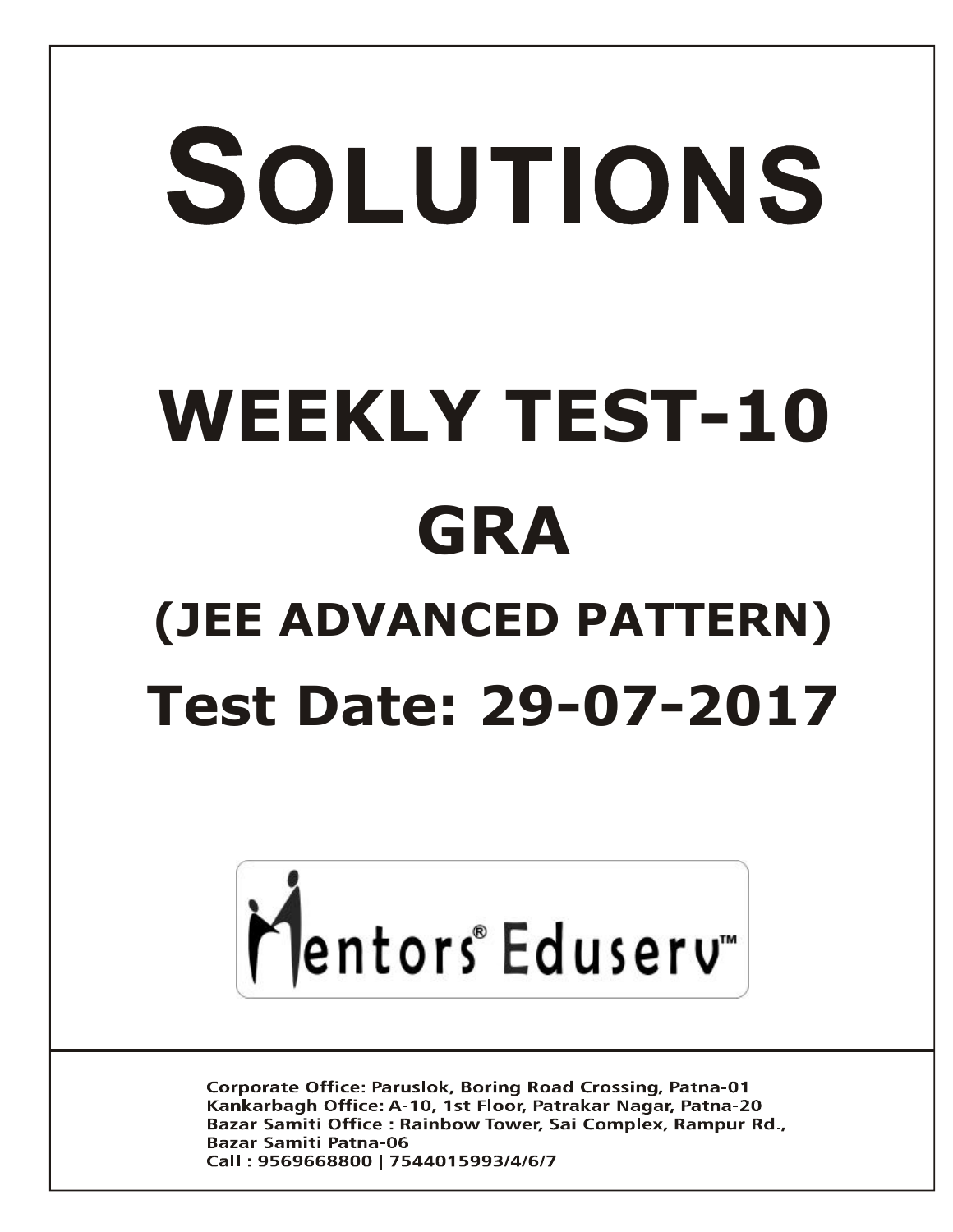# SOLUTIONS

# WEEKLY TEST-10

# GRA

## (JEE ADVANCED PATTERN)

## Test Date: 29-07-2017

Mentors® Eduserv™

Corporate Office: Paruslok, Boring Road Crossing, Patna-01
Kankarbagh Office: A-10, 1st Floor, Patrakar Nagar, Patna-20
Bazar Samiti Office : Rainbow Tower, Sai Complex, Rampur Rd., Bazar Samiti Patna-06
Call : 9569668800 | 7544015993/4/6/7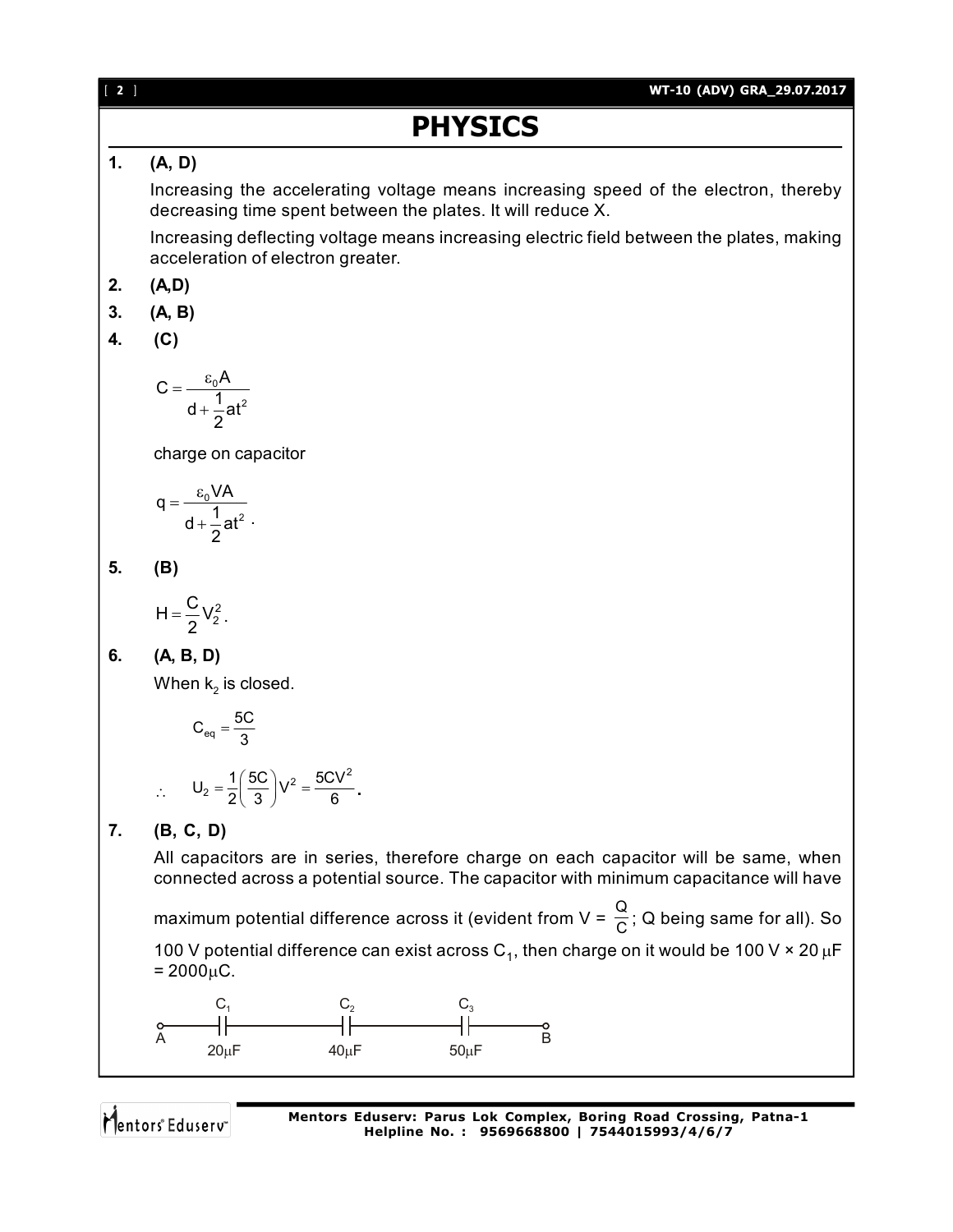# PHYSICS

**1. (A, D)**

Increasing the accelerating voltage means increasing speed of the electron, thereby decreasing time spent between the plates. It will reduce X.

Increasing deflecting voltage means increasing electric field between the plates, making acceleration of electron greater.

**2. (A,D)**

**3. (A, B)**

**4. (C)**

$$C = \frac{\varepsilon_0 A}{d + \frac{1}{2}at^2}$$

charge on capacitor

$$q = \frac{\varepsilon_0 VA}{d + \frac{1}{2}at^2}.$$

**5. (B)**

$$H = \frac{C}{2}V_2^2.$$

**6. (A, B, D)**

When $k_2$ is closed.

$$C_{eq} = \frac{5C}{3}$$

$$\therefore \quad U_2 = \frac{1}{2}\left(\frac{5C}{3}\right)V^2 = \frac{5CV^2}{6}.$$

**7. (B, C, D)**

All capacitors are in series, therefore charge on each capacitor will be same, when connected across a potential source. The capacitor with minimum capacitance will have maximum potential difference across it (evident from $V = \frac{Q}{C}$; Q being same for all). So 100 V potential difference can exist across $C_1$, then charge on it would be 100 V × 20 μF = 2000μC.

A —— $C_1$ (20μF) —— $C_2$ (40μF) —— $C_3$ (50μF) —— B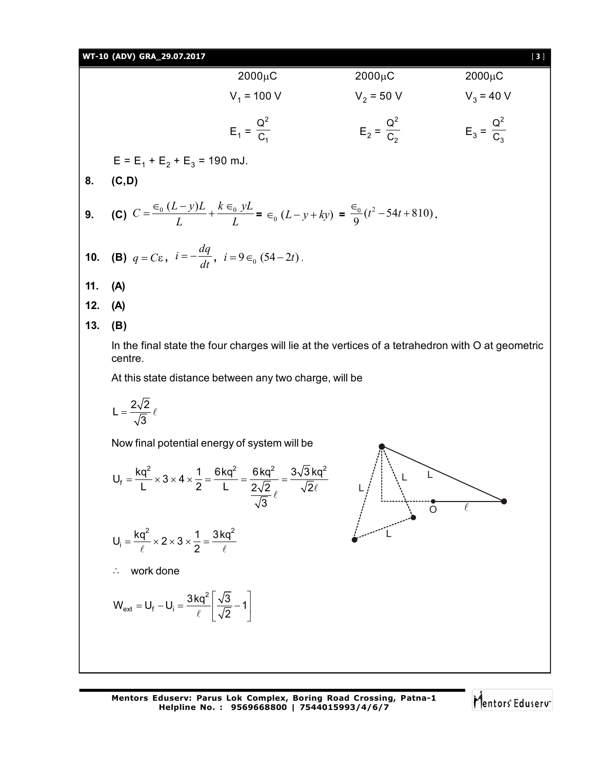| $2000\mu C$ | $2000\mu C$ | $2000\mu C$ |
|---|---|---|
| $V_1 = 100$ V | $V_2 = 50$ V | $V_3 = 40$ V |
| $E_1 = \frac{Q^2}{C_1}$ | $E_2 = \frac{Q^2}{C_2}$ | $E_3 = \frac{Q^2}{C_3}$ |

$E = E_1 + E_2 + E_3 = 190$ mJ.

**8. (C,D)**

**9. (C)** $C = \frac{\epsilon_0 (L-y)L}{L} + \frac{k\epsilon_0 yL}{L} = \epsilon_0 (L - y + ky) = \frac{\epsilon_0}{9}(t^2 - 54t + 810)$.

**10. (B)** $q = C\varepsilon$, $i = -\frac{dq}{dt}$, $i = 9\epsilon_0 (54 - 2t)$.

**11. (A)**

**12. (A)**

**13. (B)**

In the final state the four charges will lie at the vertices of a tetrahedron with O at geometric centre.

At this state distance between any two charge, will be

$$L = \frac{2\sqrt{2}}{\sqrt{3}}\ell$$

Now final potential energy of system will be

$$U_f = \frac{kq^2}{L} \times 3 \times 4 \times \frac{1}{2} = \frac{6kq^2}{L} = \frac{6kq^2}{\frac{2\sqrt{2}}{\sqrt{3}}\ell} = \frac{3\sqrt{3}kq^2}{\sqrt{2}\ell}$$

$$U_i = \frac{kq^2}{\ell} \times 2 \times 3 \times \frac{1}{2} = \frac{3kq^2}{\ell}$$

$\therefore$ work done

$$W_{ext} = U_f - U_i = \frac{3kq^2}{\ell}\left[\frac{\sqrt{3}}{\sqrt{2}} - 1\right]$$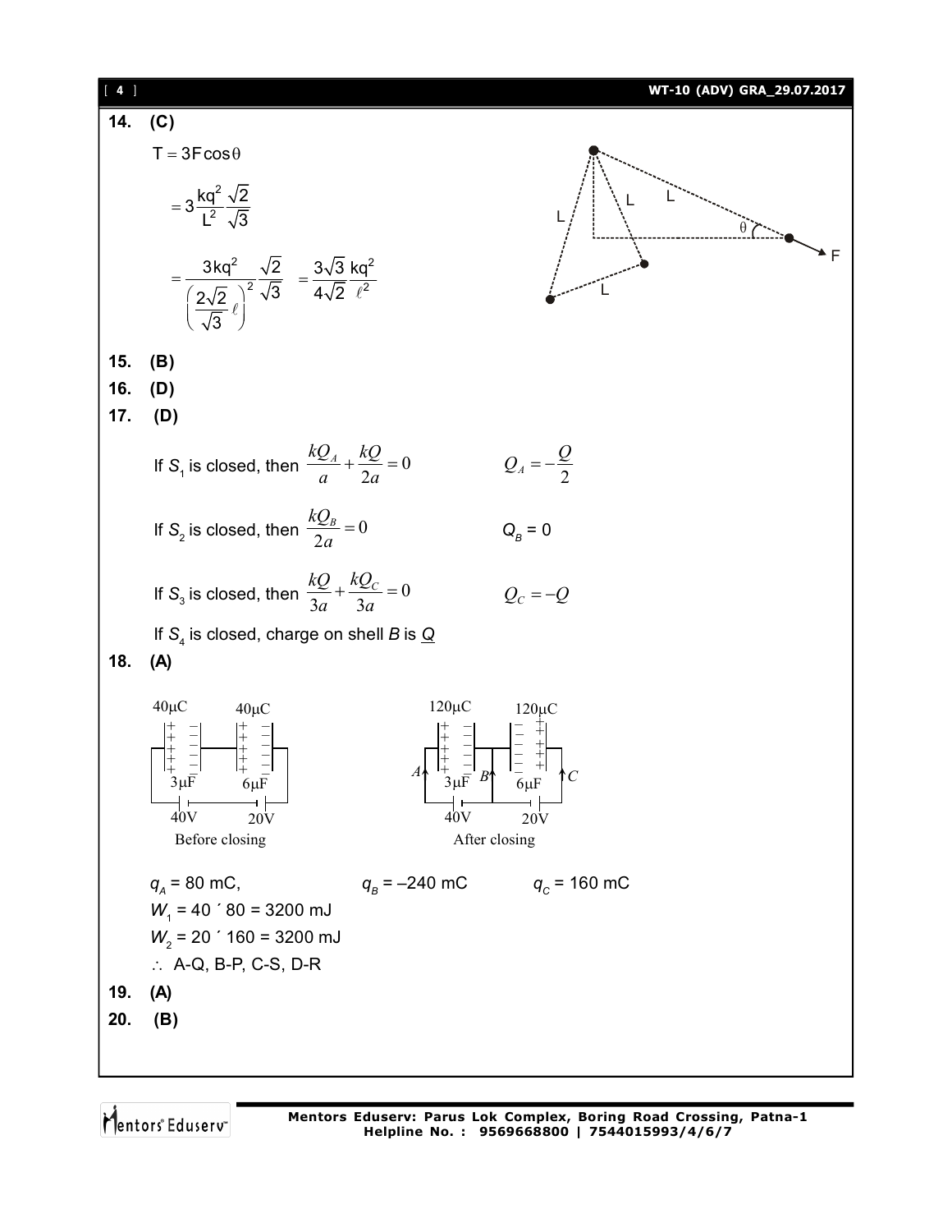**14. (C)**

$T = 3F\cos\theta$

$= 3\dfrac{kq^2}{L^2}\dfrac{\sqrt{2}}{\sqrt{3}}$

$= \dfrac{3kq^2}{\left(\dfrac{2\sqrt{2}}{\sqrt{3}}\ell\right)^2}\dfrac{\sqrt{2}}{\sqrt{3}} = \dfrac{3\sqrt{3}}{4\sqrt{2}}\dfrac{kq^2}{\ell^2}$

**15. (B)**

**16. (D)**

**17. (D)**

If $S_1$ is closed, then $\dfrac{kQ_A}{a} + \dfrac{kQ}{2a} = 0$ $\qquad Q_A = -\dfrac{Q}{2}$

If $S_2$ is closed, then $\dfrac{kQ_B}{2a} = 0$ $\qquad Q_B = 0$

If $S_3$ is closed, then $\dfrac{kQ}{3a} + \dfrac{kQ_C}{3a} = 0$ $\qquad Q_C = -Q$

If $S_4$ is closed, charge on shell $B$ is $\underline{Q}$

**18. (A)**

Before closing: 40μC, 40μC; 3μF, 6μF; 40V, 20V

After closing: 120μC, 120μC; 3μF, 6μF; 40V, 20V; A, B, C

$q_A = 80$ mC, $\qquad q_B = -240$ mC $\qquad q_C = 160$ mC

$W_1 = 40 \times 80 = 3200$ mJ

$W_2 = 20 \times 160 = 3200$ mJ

$\therefore$ A-Q, B-P, C-S, D-R

**19. (A)**

**20. (B)**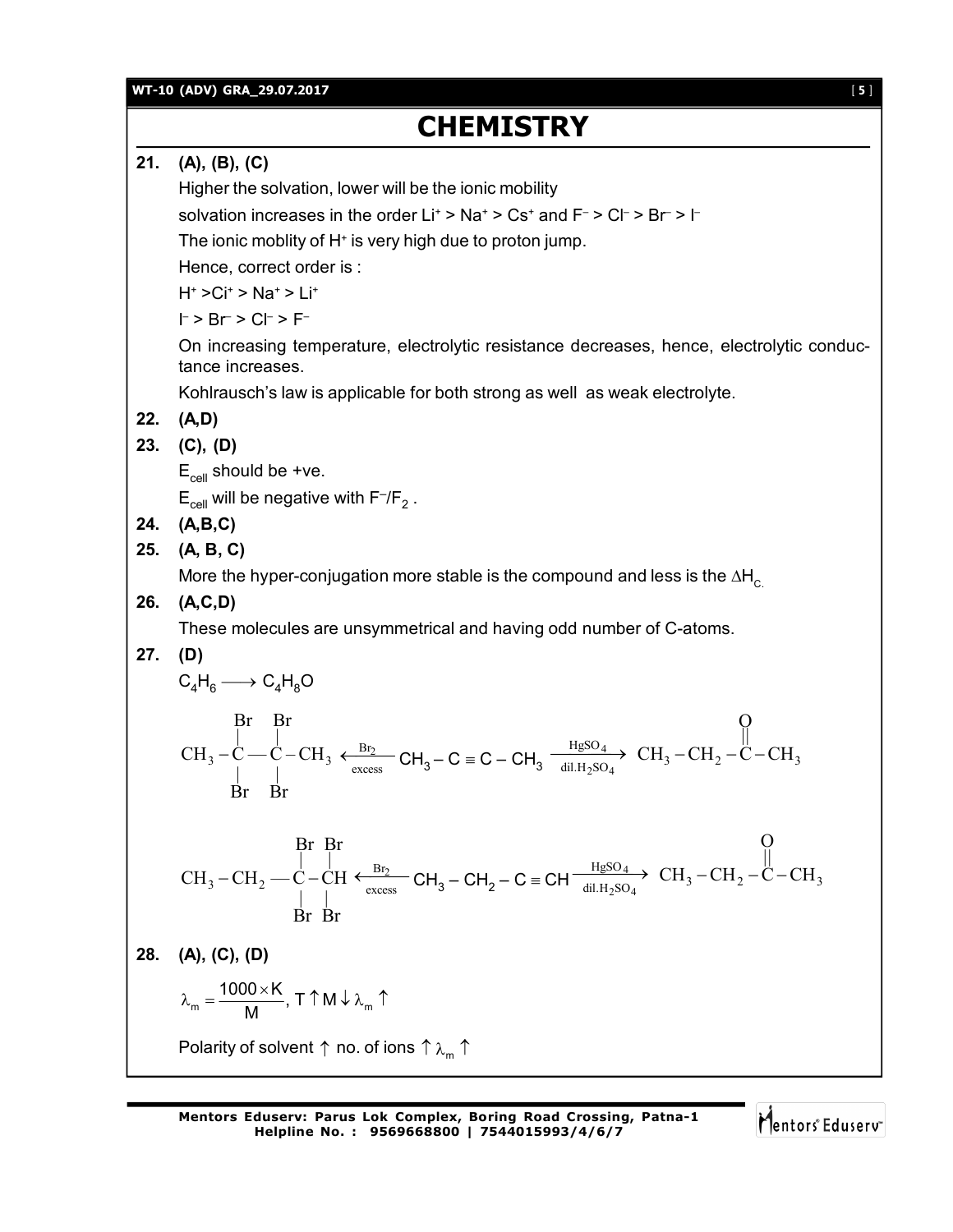# CHEMISTRY

**21. (A), (B), (C)**

Higher the solvation, lower will be the ionic mobility

solvation increases in the order $Li^+ > Na^+ > Cs^+$ and $F^- > Cl^- > Br^- > I^-$

The ionic moblity of $H^+$ is very high due to proton jump.

Hence, correct order is :

$H^+ > Ci^+ > Na^+ > Li^+$

$I^- > Br^- > Cl^- > F^-$

On increasing temperature, electrolytic resistance decreases, hence, electrolytic conductance increases.

Kohlrausch's law is applicable for both strong as well as weak electrolyte.

**22. (A,D)**

**23. (C), (D)**

$E_{cell}$ should be +ve.

$E_{cell}$ will be negative with $F^-/F_2$ .

**24. (A,B,C)**

**25. (A, B, C)**

More the hyper-conjugation more stable is the compound and less is the $\Delta H_C$.

**26. (A,C,D)**

These molecules are unsymmetrical and having odd number of C-atoms.

**27. (D)**

$C_4H_6 \longrightarrow C_4H_8O$

$$CH_3-CBr_2-CBr_2-CH_3 \xleftarrow[\text{excess}]{Br_2} CH_3-C\equiv C-CH_3 \xrightarrow[\text{dil.}H_2SO_4]{HgSO_4} CH_3-CH_2-\overset{O}{\overset{\|}{C}}-CH_3$$

$$CH_3-CH_2-CBr_2-CHBr_2 \xleftarrow[\text{excess}]{Br_2} CH_3-CH_2-C\equiv CH \xrightarrow[\text{dil.}H_2SO_4]{HgSO_4} CH_3-CH_2-\overset{O}{\overset{\|}{C}}-CH_3$$

**28. (A), (C), (D)**

$$\lambda_m = \frac{1000 \times K}{M},\ T\uparrow M\downarrow \lambda_m\uparrow$$

Polarity of solvent $\uparrow$ no. of ions $\uparrow$ $\lambda_m \uparrow$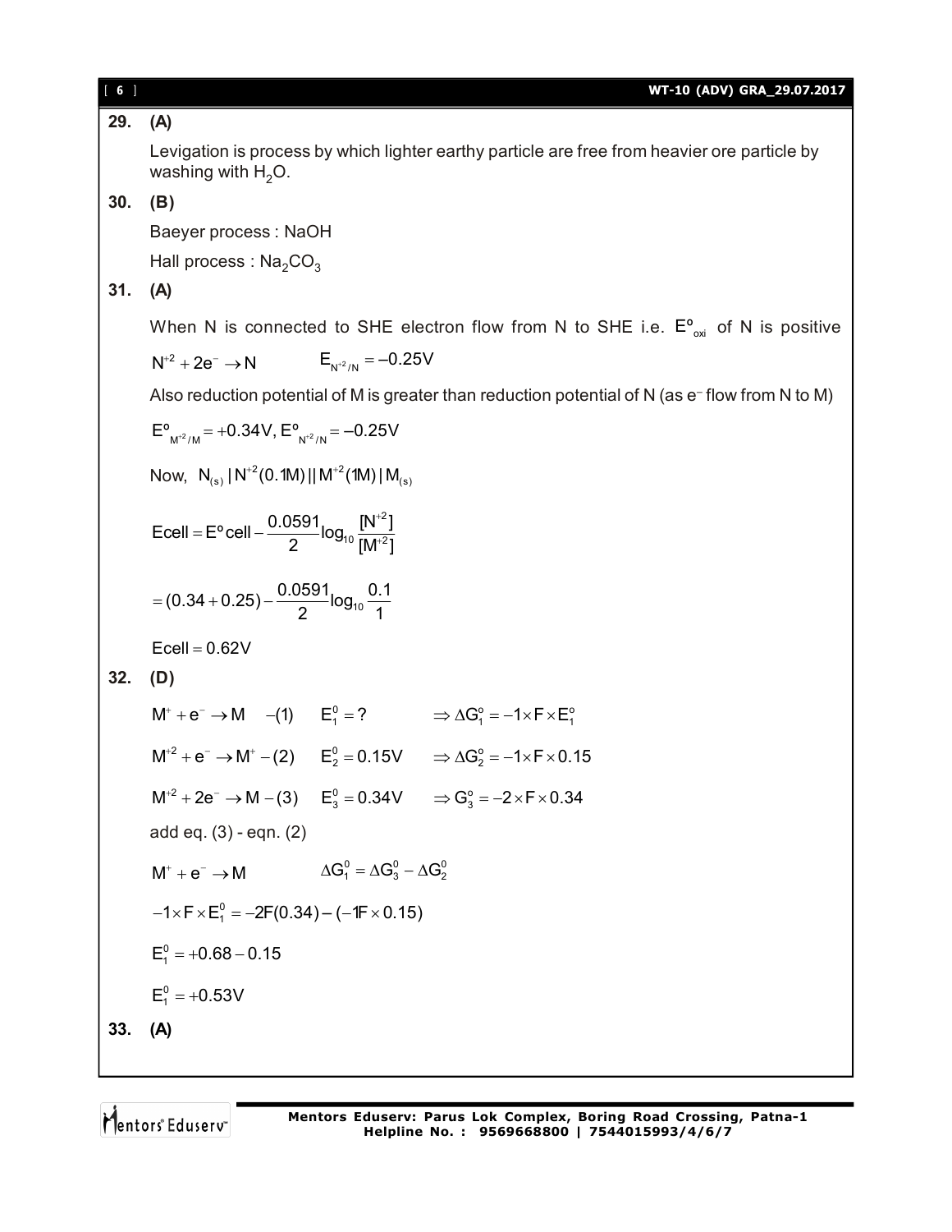**29. (A)**

Levigation is process by which lighter earthy particle are free from heavier ore particle by washing with $H_2O$.

**30. (B)**

Baeyer process : NaOH

Hall process : $Na_2CO_3$

**31. (A)**

When N is connected to SHE electron flow from N to SHE i.e. $E^o_{oxi}$ of N is positive

$N^{+2} + 2e^- \rightarrow N \qquad E_{N^{+2}/N} = -0.25V$

Also reduction potential of M is greater than reduction potential of N (as $e^-$ flow from N to M)

$E^o_{M^{+2}/M} = +0.34V, E^o_{N^{+2}/N} = -0.25V$

Now, $N_{(s)} | N^{+2}(0.1M) || M^{+2}(1M) | M_{(s)}$

$$Ecell = E^o cell - \frac{0.0591}{2}\log_{10}\frac{[N^{+2}]}{[M^{+2}]}$$

$$= (0.34 + 0.25) - \frac{0.0591}{2}\log_{10}\frac{0.1}{1}$$

$Ecell = 0.62V$

**32. (D)**

$M^+ + e^- \rightarrow M \quad -(1) \qquad E_1^0 = ? \qquad \Rightarrow \Delta G_1^o = -1 \times F \times E_1^o$

$M^{+2} + e^- \rightarrow M^+ - (2) \qquad E_2^0 = 0.15V \qquad \Rightarrow \Delta G_2^o = -1 \times F \times 0.15$

$M^{+2} + 2e^- \rightarrow M - (3) \qquad E_3^0 = 0.34V \qquad \Rightarrow G_3^o = -2 \times F \times 0.34$

add eq. (3) - eqn. (2)

$M^+ + e^- \rightarrow M \qquad \Delta G_1^0 = \Delta G_3^0 - \Delta G_2^0$

$-1 \times F \times E_1^0 = -2F(0.34) - (-1F \times 0.15)$

$E_1^0 = +0.68 - 0.15$

$E_1^0 = +0.53V$

**33. (A)**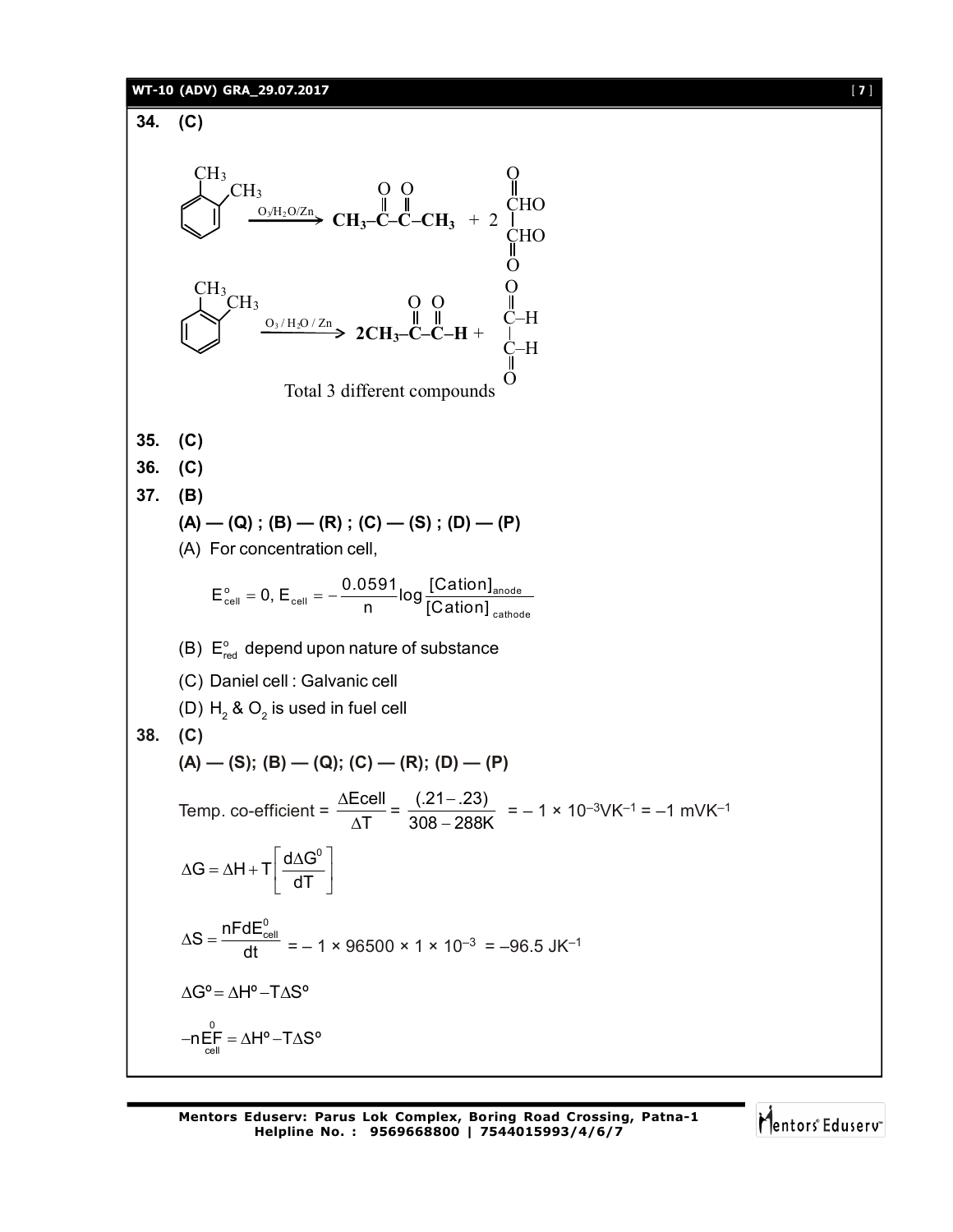**34. (C)**

$$\text{o-xylene} \xrightarrow{O_3/H_2O/Zn} CH_3-\overset{O}{\overset{\|}{C}}-\overset{O}{\overset{\|}{C}}-CH_3 + 2\ \begin{matrix} O \\ \| \\ CHO \\ | \\ CHO \\ \| \\ O \end{matrix}$$

$$\text{o-xylene} \xrightarrow{O_3/H_2O/Zn} 2CH_3-\overset{O}{\overset{\|}{C}}-\overset{O}{\overset{\|}{C}}-H + \begin{matrix} O \\ \| \\ C-H \\ | \\ C-H \\ \| \\ O \end{matrix}$$

Total 3 different compounds

**35. (C)**

**36. (C)**

**37. (B)**

**(A) — (Q) ; (B) — (R) ; (C) — (S) ; (D) — (P)**

(A) For concentration cell,

$$E^o_{cell} = 0,\ E_{cell} = -\frac{0.0591}{n}\log\frac{[\text{Cation}]_{anode}}{[\text{Cation}]_{cathode}}$$

(B) $E^o_{red}$ depend upon nature of substance

(C) Daniel cell : Galvanic cell

(D) $H_2$ & $O_2$ is used in fuel cell

**38. (C)**

**(A) — (S); (B) — (Q); (C) — (R); (D) — (P)**

$$\text{Temp. co-efficient} = \frac{\Delta Ecell}{\Delta T} = \frac{(.21-.23)}{308-288K} = -1 \times 10^{-3}VK^{-1} = -1\ mVK^{-1}$$

$$\Delta G = \Delta H + T\left[\frac{d\Delta G^0}{dT}\right]$$

$$\Delta S = \frac{nFdE^0_{cell}}{dt} = -1 \times 96500 \times 1 \times 10^{-3} = -96.5\ JK^{-1}$$

$$\Delta G^o = \Delta H^o - T\Delta S^o$$

$$-nE^0_{cell}F = \Delta H^o - T\Delta S^o$$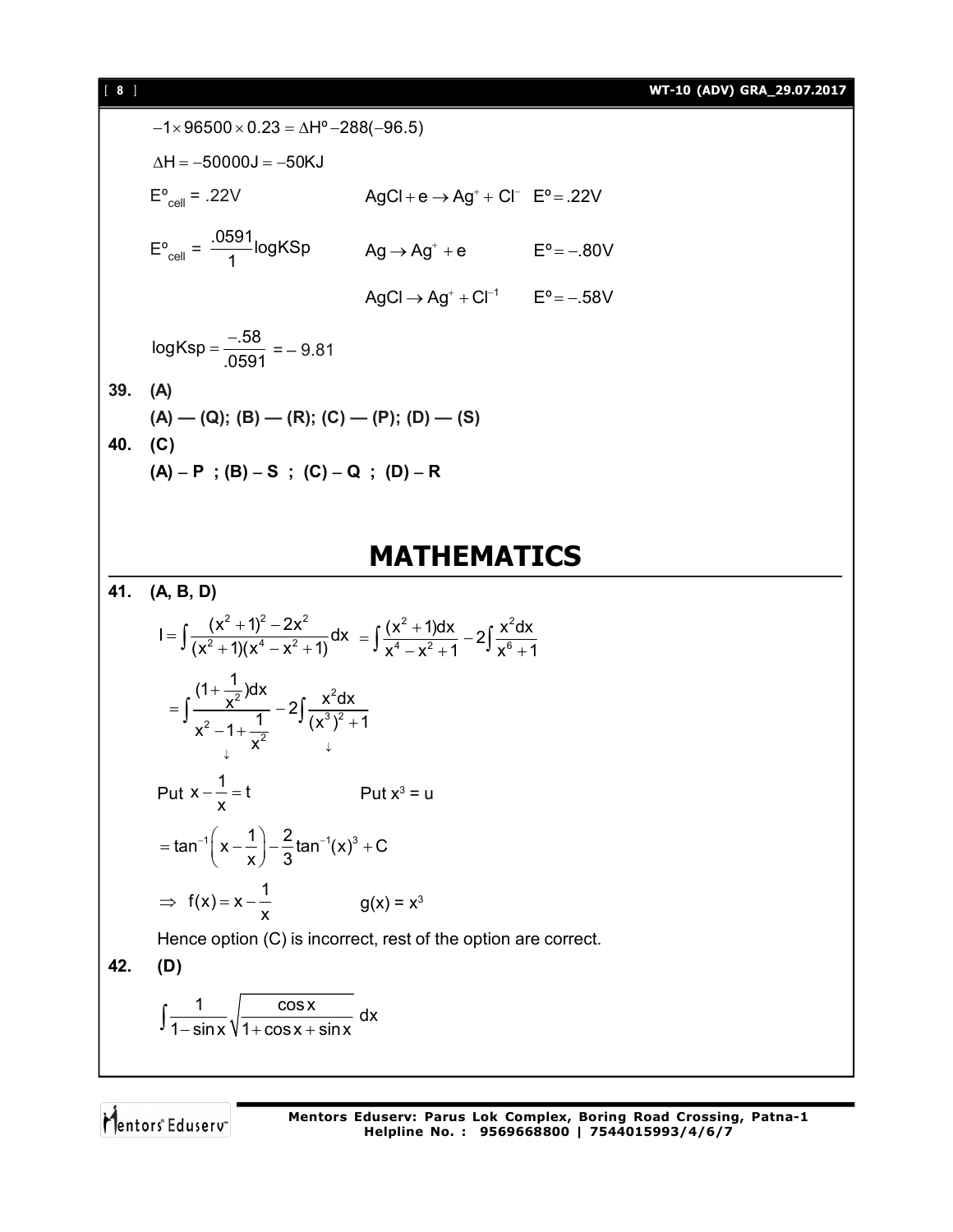$-1 \times 96500 \times 0.23 = \Delta H^o - 288(-96.5)$

$\Delta H = -50000J = -50KJ$

$E^o_{cell} = .22V$ $\quad\quad$ $AgCl + e \rightarrow Ag^+ + Cl^-$ $\quad E^o = .22V$

$E^o_{cell} = \dfrac{.0591}{1}\log KSp$ $\quad\quad$ $Ag \rightarrow Ag^+ + e$ $\quad E^o = -.80V$

$AgCl \rightarrow Ag^+ + Cl^{-1}$ $\quad E^o = -.58V$

$\log Ksp = \dfrac{-.58}{.0591} = -9.81$

**39. (A)**

**(A) — (Q); (B) — (R); (C) — (P); (D) — (S)**

**40. (C)**

**(A) – P ; (B) – S ; (C) – Q ; (D) – R**

# MATHEMATICS

**41. (A, B, D)**

$$I = \int \frac{(x^2+1)^2 - 2x^2}{(x^2+1)(x^4-x^2+1)}dx = \int \frac{(x^2+1)dx}{x^4-x^2+1} - 2\int \frac{x^2 dx}{x^6+1}$$

$$= \int \frac{(1+\frac{1}{x^2})dx}{x^2 - 1 + \frac{1}{x^2}} - 2\int \frac{x^2 dx}{(x^3)^2+1}$$

Put $x - \dfrac{1}{x} = t$ $\quad\quad$ Put $x^3 = u$

$$= \tan^{-1}\left(x - \frac{1}{x}\right) - \frac{2}{3}\tan^{-1}(x)^3 + C$$

$\Rightarrow f(x) = x - \dfrac{1}{x}$ $\quad\quad$ $g(x) = x^3$

Hence option (C) is incorrect, rest of the option are correct.

**42. (D)**

$$\int \frac{1}{1-\sin x}\sqrt{\frac{\cos x}{1+\cos x+\sin x}}\,dx$$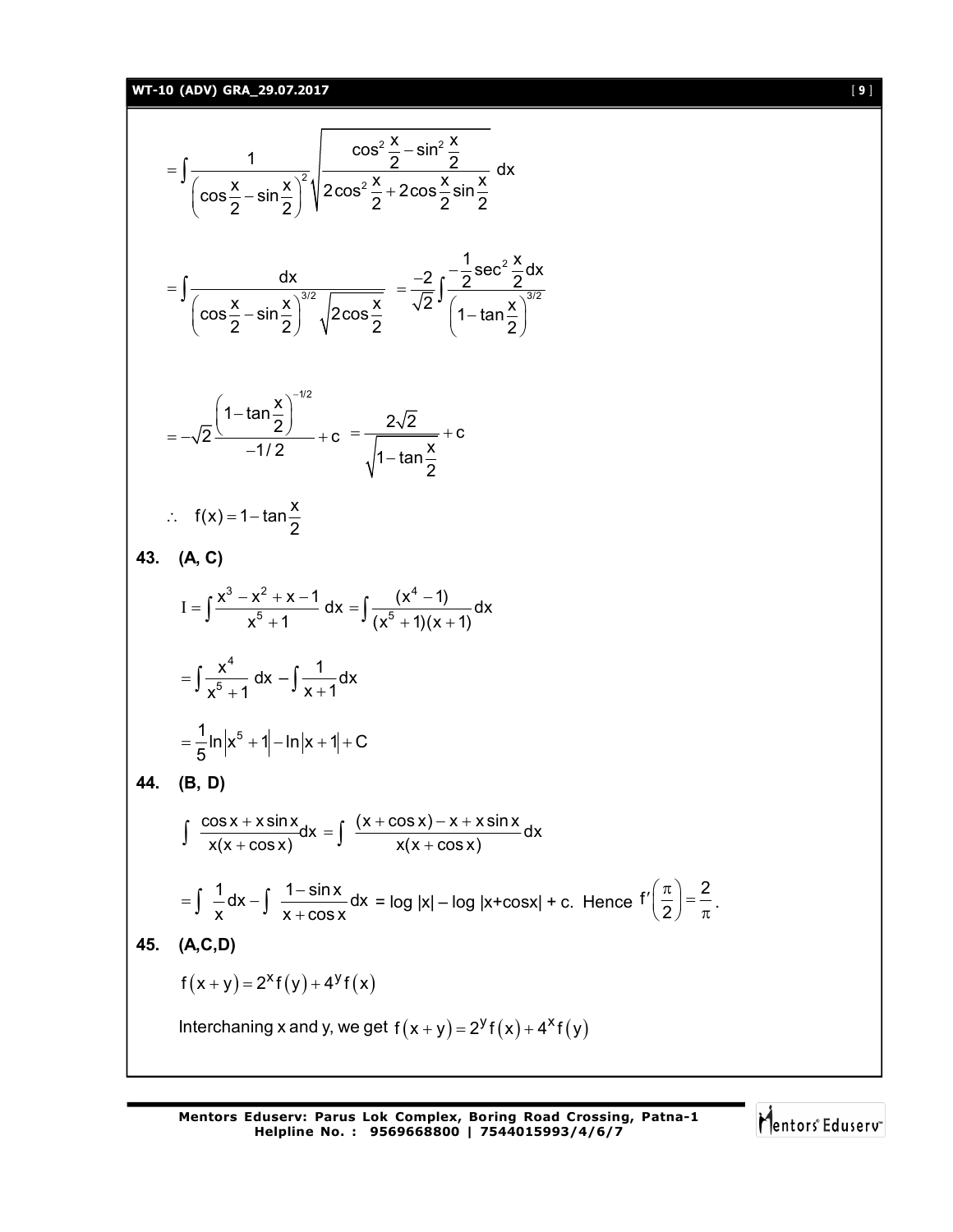$$= \int \frac{1}{\left(\cos\frac{x}{2} - \sin\frac{x}{2}\right)^2} \sqrt{\frac{\cos^2\frac{x}{2} - \sin^2\frac{x}{2}}{2\cos^2\frac{x}{2} + 2\cos\frac{x}{2}\sin\frac{x}{2}}}\, dx$$

$$= \int \frac{dx}{\left(\cos\frac{x}{2} - \sin\frac{x}{2}\right)^{3/2}\sqrt{2\cos\frac{x}{2}}} \quad = \frac{-2}{\sqrt{2}} \int \frac{-\frac{1}{2}\sec^2\frac{x}{2}dx}{\left(1 - \tan\frac{x}{2}\right)^{3/2}}$$

$$= -\sqrt{2}\frac{\left(1 - \tan\frac{x}{2}\right)^{-1/2}}{-1/2} + c \quad = \frac{2\sqrt{2}}{\sqrt{1 - \tan\frac{x}{2}}} + c$$

$$\therefore \quad f(x) = 1 - \tan\frac{x}{2}$$

**43. (A, C)**

$$I = \int \frac{x^3 - x^2 + x - 1}{x^5 + 1}\, dx = \int \frac{(x^4 - 1)}{(x^5 + 1)(x + 1)} dx$$

$$= \int \frac{x^4}{x^5 + 1}\, dx - \int \frac{1}{x + 1} dx$$

$$= \frac{1}{5}\ln\left|x^5 + 1\right| - \ln\left|x + 1\right| + C$$

**44. (B, D)**

$$\int \frac{\cos x + x\sin x}{x(x + \cos x)} dx = \int \frac{(x + \cos x) - x + x\sin x}{x(x + \cos x)} dx$$

$$= \int \frac{1}{x}dx - \int \frac{1 - \sin x}{x + \cos x}dx = \log|x| - \log|x + \cos x| + c. \text{ Hence } f'\left(\frac{\pi}{2}\right) = \frac{2}{\pi}.$$

**45. (A,C,D)**

$$f(x + y) = 2^x f(y) + 4^y f(x)$$

Interchaning x and y, we get $f(x + y) = 2^y f(x) + 4^x f(y)$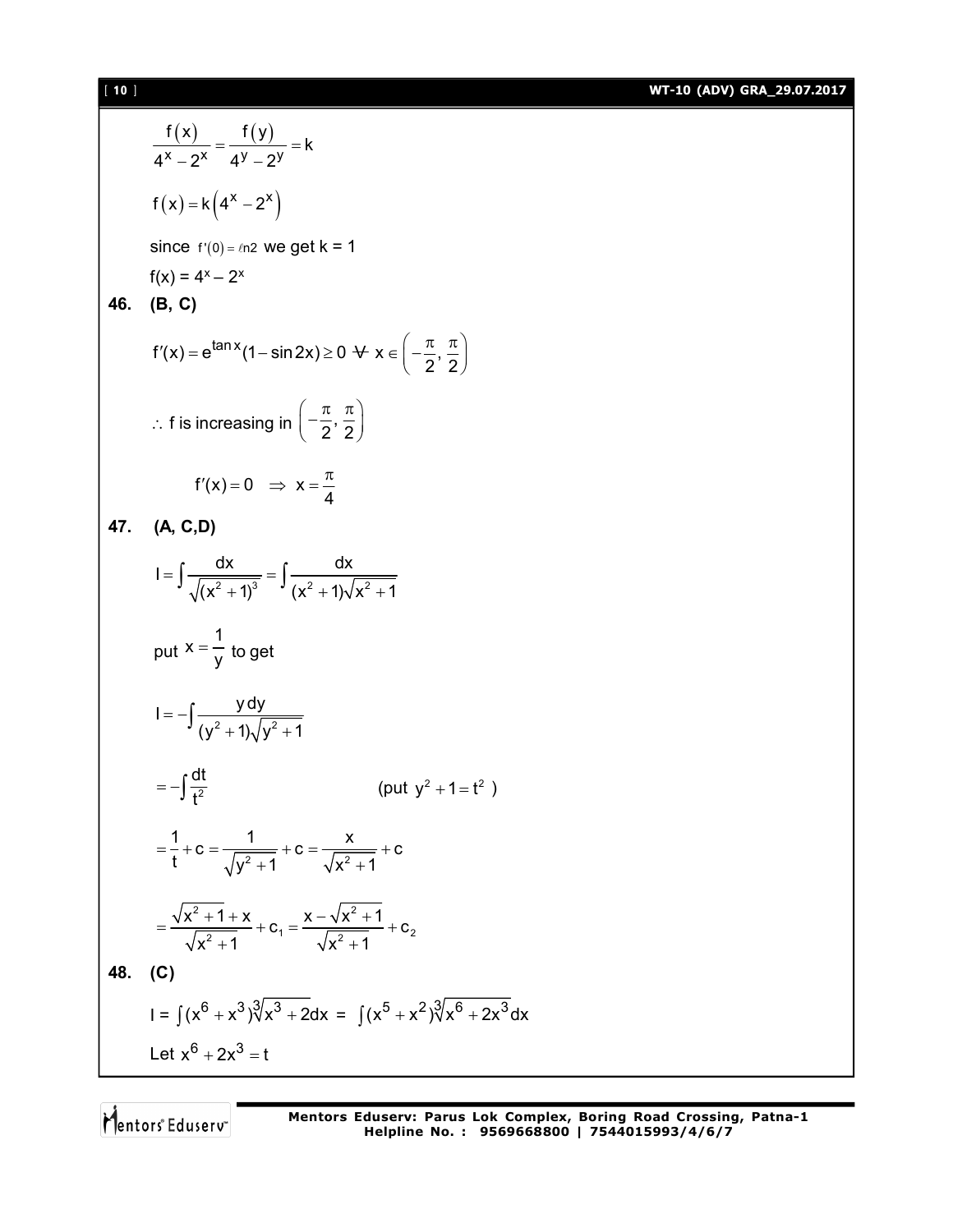$$\frac{f(x)}{4^x - 2^x} = \frac{f(y)}{4^y - 2^y} = k$$

$$f(x) = k\left(4^x - 2^x\right)$$

since $f'(0) = \ell n2$ we get k = 1

$f(x) = 4^x - 2^x$

**46. (B, C)**

$$f'(x) = e^{\tan x}(1 - \sin 2x) \geq 0 \;\forall\; x \in \left(-\frac{\pi}{2}, \frac{\pi}{2}\right)$$

$\therefore$ f is increasing in $\left(-\frac{\pi}{2}, \frac{\pi}{2}\right)$

$$f'(x) = 0 \quad \Rightarrow \quad x = \frac{\pi}{4}$$

**47. (A, C,D)**

$$I = \int \frac{dx}{\sqrt{(x^2+1)^3}} = \int \frac{dx}{(x^2+1)\sqrt{x^2+1}}$$

put $x = \frac{1}{y}$ to get

$$I = -\int \frac{y\,dy}{(y^2+1)\sqrt{y^2+1}}$$

$$= -\int \frac{dt}{t^2} \qquad \text{(put } y^2 + 1 = t^2\text{ )}$$

$$= \frac{1}{t} + c = \frac{1}{\sqrt{y^2+1}} + c = \frac{x}{\sqrt{x^2+1}} + c$$

$$= \frac{\sqrt{x^2+1} + x}{\sqrt{x^2+1}} + c_1 = \frac{x - \sqrt{x^2+1}}{\sqrt{x^2+1}} + c_2$$

**48. (C)**

$$I = \int (x^6 + x^3)\sqrt[3]{x^3 + 2}\,dx = \int (x^5 + x^2)\sqrt[3]{x^6 + 2x^3}\,dx$$

Let $x^6 + 2x^3 = t$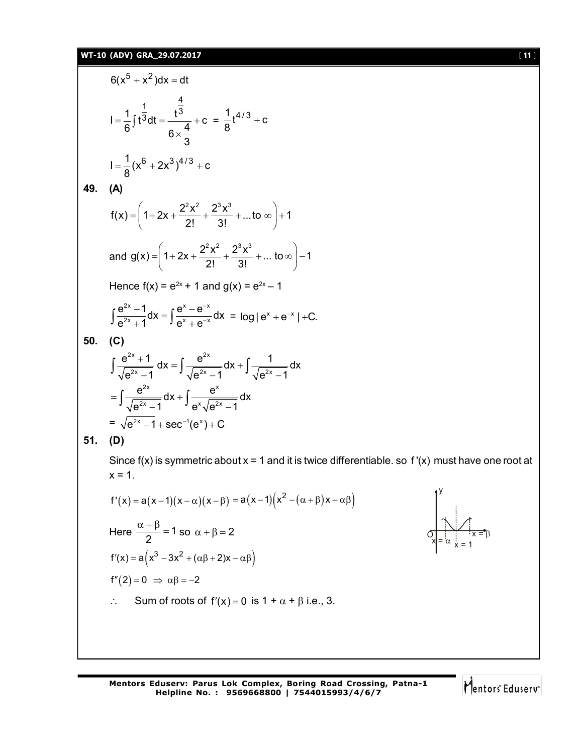$$6(x^5 + x^2)dx = dt$$

$$I = \frac{1}{6}\int t^{\frac{1}{3}}dt = \frac{t^{\frac{4}{3}}}{6 \times \frac{4}{3}} + c \;=\; \frac{1}{8}t^{4/3} + c$$

$$I = \frac{1}{8}(x^6 + 2x^3)^{4/3} + c$$

**49. (A)**

$$f(x) = \left(1 + 2x + \frac{2^2x^2}{2!} + \frac{2^3x^3}{3!} + \ldots \text{to } \infty\right) + 1$$

$$\text{and } g(x) = \left(1 + 2x + \frac{2^2x^2}{2!} + \frac{2^3x^3}{3!} + \ldots \text{ to} \infty\right) - 1$$

Hence $f(x) = e^{2x} + 1$ and $g(x) = e^{2x} - 1$

$$\int \frac{e^{2x} - 1}{e^{2x} + 1}dx = \int \frac{e^x - e^{-x}}{e^x + e^{-x}}dx \;=\; \log|e^x + e^{-x}| + C.$$

**50. (C)**

$$\int \frac{e^{2x} + 1}{\sqrt{e^{2x} - 1}}\,dx = \int \frac{e^{2x}}{\sqrt{e^{2x} - 1}}dx + \int \frac{1}{\sqrt{e^{2x} - 1}}dx$$

$$= \int \frac{e^{2x}}{\sqrt{e^{2x} - 1}}dx + \int \frac{e^x}{e^x\sqrt{e^{2x} - 1}}dx$$

$$= \sqrt{e^{2x} - 1} + \sec^{-1}(e^x) + C$$

**51. (D)**

Since f(x) is symmetric about x = 1 and it is twice differentiable. so $f'(x)$ must have one root at $x = 1$.

$$f'(x) = a(x-1)(x-\alpha)(x-\beta) = a(x-1)\left(x^2 - (\alpha+\beta)x + \alpha\beta\right)$$

Here $\frac{\alpha+\beta}{2} = 1$ so $\alpha + \beta = 2$

$$f'(x) = a\left(x^3 - 3x^2 + (\alpha\beta + 2)x - \alpha\beta\right)$$

$$f''(2) = 0 \;\Rightarrow\; \alpha\beta = -2$$

$\therefore$ Sum of roots of $f'(x) = 0$ is $1 + \alpha + \beta$ i.e., 3.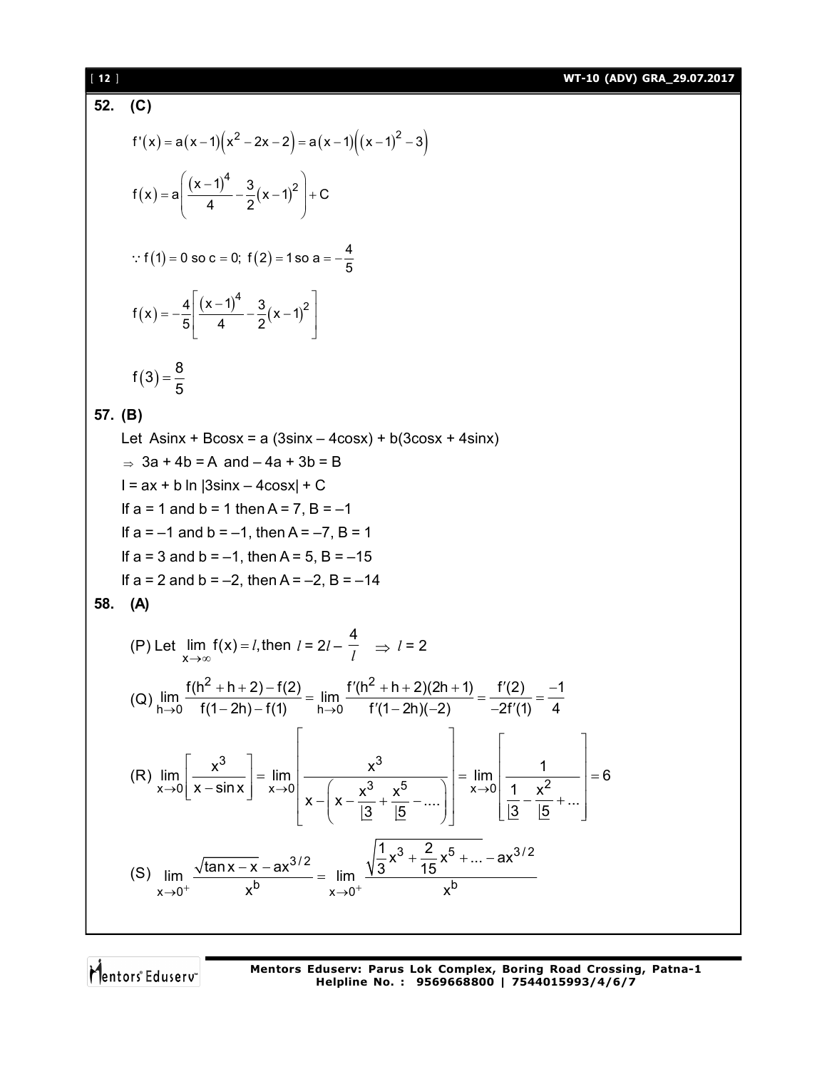**52. (C)**

$$f'(x) = a(x-1)(x^2 - 2x - 2) = a(x-1)\left((x-1)^2 - 3\right)$$

$$f(x) = a\left(\frac{(x-1)^4}{4} - \frac{3}{2}(x-1)^2\right) + C$$

$$\because f(1) = 0 \text{ so } c = 0;\ f(2) = 1 \text{ so } a = -\frac{4}{5}$$

$$f(x) = -\frac{4}{5}\left[\frac{(x-1)^4}{4} - \frac{3}{2}(x-1)^2\right]$$

$$f(3) = \frac{8}{5}$$

**57. (B)**

Let Asinx + Bcosx = a (3sinx – 4cosx) + b(3cosx + 4sinx)

$\Rightarrow$ 3a + 4b = A and – 4a + 3b = B

I = ax + b ln |3sinx – 4cosx| + C

If a = 1 and b = 1 then A = 7, B = –1

If a = –1 and b = –1, then A = –7, B = 1

If a = 3 and b = –1, then A = 5, B = –15

If a = 2 and b = –2, then A = –2, B = –14

**58. (A)**

(P) Let $\lim\limits_{x\to\infty} f(x) = l$, then $l = 2l - \dfrac{4}{l} \quad \Rightarrow l = 2$

(Q) $\lim\limits_{h\to 0} \dfrac{f(h^2+h+2) - f(2)}{f(1-2h) - f(1)} = \lim\limits_{h\to 0} \dfrac{f'(h^2+h+2)(2h+1)}{f'(1-2h)(-2)} = \dfrac{f'(2)}{-2f'(1)} = \dfrac{-1}{4}$

(R) $\lim\limits_{x\to 0}\left[\dfrac{x^3}{x - \sin x}\right] = \lim\limits_{x\to 0}\left[\dfrac{x^3}{x - \left(x - \dfrac{x^3}{\lfloor 3} + \dfrac{x^5}{\lfloor 5} - ....\right)}\right] = \lim\limits_{x\to 0}\left[\dfrac{1}{\dfrac{1}{\lfloor 3} - \dfrac{x^2}{\lfloor 5} + ...}\right] = 6$

(S) $\lim\limits_{x\to 0^+} \dfrac{\sqrt{\tan x - x} - ax^{3/2}}{x^b} = \lim\limits_{x\to 0^+} \dfrac{\sqrt{\dfrac{1}{3}x^3 + \dfrac{2}{15}x^5 + ...} - ax^{3/2}}{x^b}$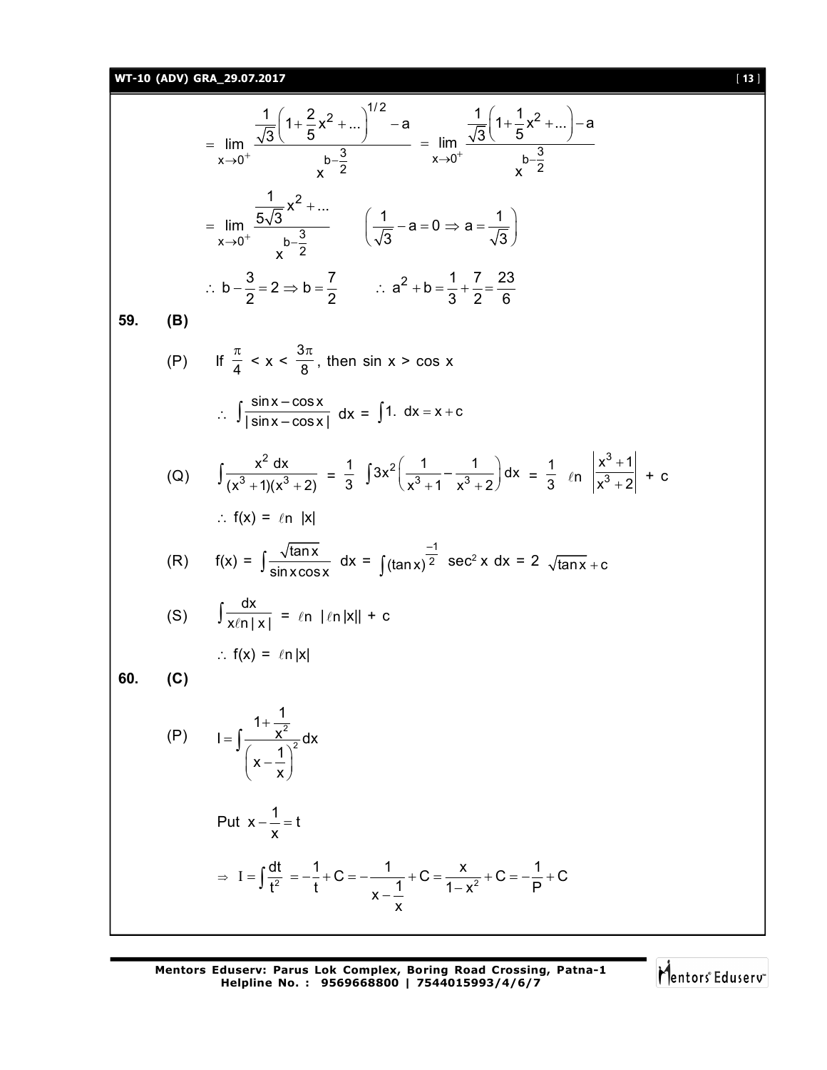$$= \lim_{x\to 0^+} \frac{\frac{1}{\sqrt{3}}\left(1+\frac{2}{5}x^2+...\right)^{1/2}-a}{x^{b-\frac{3}{2}}} = \lim_{x\to 0^+} \frac{\frac{1}{\sqrt{3}}\left(1+\frac{1}{5}x^2+...\right)-a}{x^{b-\frac{3}{2}}}$$

$$= \lim_{x\to 0^+} \frac{\frac{1}{5\sqrt{3}}x^2+...}{x^{b-\frac{3}{2}}} \qquad \left(\frac{1}{\sqrt{3}}-a=0 \Rightarrow a=\frac{1}{\sqrt{3}}\right)$$

$$\therefore\ b-\frac{3}{2}=2 \Rightarrow b=\frac{7}{2} \qquad \therefore\ a^2+b=\frac{1}{3}+\frac{7}{2}=\frac{23}{6}$$

**59. (B)**

(P) If $\frac{\pi}{4} < x < \frac{3\pi}{8}$, then $\sin x > \cos x$

$$\therefore\ \int \frac{\sin x - \cos x}{|\sin x - \cos x|}\,dx = \int 1.\ dx = x + c$$

(Q) $$\int \frac{x^2\,dx}{(x^3+1)(x^3+2)} = \frac{1}{3}\int 3x^2\left(\frac{1}{x^3+1}-\frac{1}{x^3+2}\right)dx = \frac{1}{3}\ \ell n\left|\frac{x^3+1}{x^3+2}\right| + c$$

$\therefore\ f(x) = \ell n\ |x|$

(R) $$f(x) = \int \frac{\sqrt{\tan x}}{\sin x \cos x}\,dx = \int (\tan x)^{\frac{-1}{2}}\ \sec^2 x\,dx = 2\sqrt{\tan x} + c$$

(S) $$\int \frac{dx}{x\ell n|x|} = \ell n\ |\ell n|x|| + c$$

$\therefore\ f(x) = \ell n|x|$

**60. (C)**

(P) $$I = \int \frac{1+\frac{1}{x^2}}{\left(x-\frac{1}{x}\right)^2}dx$$

Put $x - \frac{1}{x} = t$

$$\Rightarrow\ I = \int \frac{dt}{t^2} = -\frac{1}{t} + C = -\frac{1}{x-\frac{1}{x}} + C = \frac{x}{1-x^2} + C = -\frac{1}{P} + C$$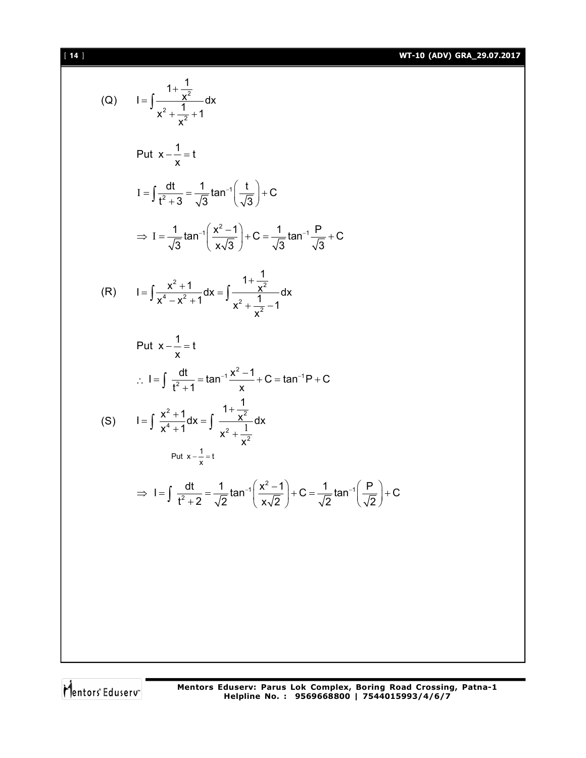(Q) $\quad I = \int \dfrac{1+\dfrac{1}{x^2}}{x^2+\dfrac{1}{x^2}+1}dx$

Put $x - \dfrac{1}{x} = t$

$$I = \int \frac{dt}{t^2+3} = \frac{1}{\sqrt{3}}\tan^{-1}\left(\frac{t}{\sqrt{3}}\right) + C$$

$$\Rightarrow I = \frac{1}{\sqrt{3}}\tan^{-1}\left(\frac{x^2-1}{x\sqrt{3}}\right) + C = \frac{1}{\sqrt{3}}\tan^{-1}\frac{P}{\sqrt{3}} + C$$

(R) $\quad I = \int \dfrac{x^2+1}{x^4-x^2+1}dx = \int \dfrac{1+\dfrac{1}{x^2}}{x^2+\dfrac{1}{x^2}-1}dx$

Put $x - \dfrac{1}{x} = t$

$$\therefore I = \int \frac{dt}{t^2+1} = \tan^{-1}\frac{x^2-1}{x} + C = \tan^{-1}P + C$$

(S) $\quad I = \int \dfrac{x^2+1}{x^4+1}dx = \int \dfrac{1+\dfrac{1}{x^2}}{x^2+\dfrac{1}{x^2}}dx$

Put $x - \dfrac{1}{x} = t$

$$\Rightarrow I = \int \frac{dt}{t^2+2} = \frac{1}{\sqrt{2}}\tan^{-1}\left(\frac{x^2-1}{x\sqrt{2}}\right) + C = \frac{1}{\sqrt{2}}\tan^{-1}\left(\frac{P}{\sqrt{2}}\right) + C$$